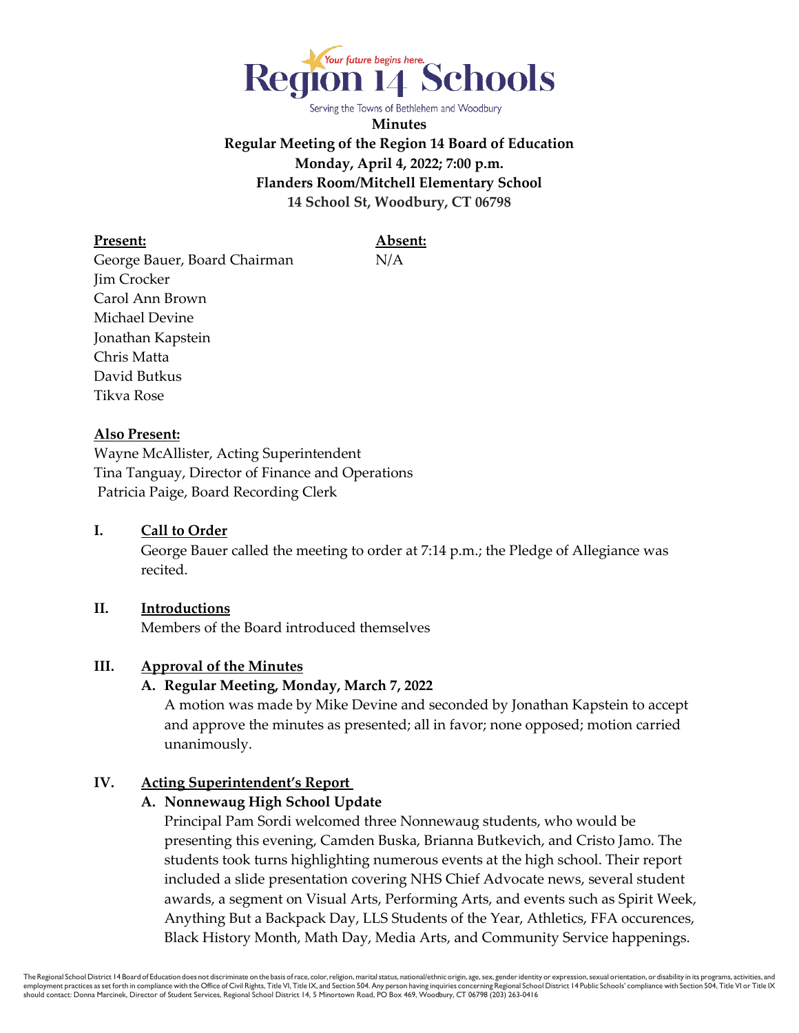Region 14 Schools — Your future begins here.

Serving the Towns of Bethlehem and Woodbury

**Minutes**
**Regular Meeting of the Region 14 Board of Education**
**Monday, April 4, 2022; 7:00 p.m.**
**Flanders Room/Mitchell Elementary School**
**14 School St, Woodbury, CT 06798**

| **Present:** | **Absent:** |
|---|---|
| George Bauer, Board Chairman | N/A |
| Jim Crocker | |
| Carol Ann Brown | |
| Michael Devine | |
| Jonathan Kapstein | |
| Chris Matta | |
| David Butkus | |
| Tikva Rose | |

**Also Present:**
Wayne McAllister, Acting Superintendent
Tina Tanguay, Director of Finance and Operations
Patricia Paige, Board Recording Clerk

## I. Call to Order

George Bauer called the meeting to order at 7:14 p.m.; the Pledge of Allegiance was recited.

## II. Introductions

Members of the Board introduced themselves

## III. Approval of the Minutes

### A. Regular Meeting, Monday, March 7, 2022

A motion was made by Mike Devine and seconded by Jonathan Kapstein to accept and approve the minutes as presented; all in favor; none opposed; motion carried unanimously.

## IV. Acting Superintendent's Report

### A. Nonnewaug High School Update

Principal Pam Sordi welcomed three Nonnewaug students, who would be presenting this evening, Camden Buska, Brianna Butkevich, and Cristo Jamo. The students took turns highlighting numerous events at the high school. Their report included a slide presentation covering NHS Chief Advocate news, several student awards, a segment on Visual Arts, Performing Arts, and events such as Spirit Week, Anything But a Backpack Day, LLS Students of the Year, Athletics, FFA occurences, Black History Month, Math Day, Media Arts, and Community Service happenings.

The Regional School District 14 Board of Education does not discriminate on the basis of race, color, religion, marital status, national/ethnic origin, age, sex, gender identity or expression, sexual orientation, or disability in its programs, activities, and employment practices as set forth in compliance with the Office of Civil Rights, Title VI, Title IX, and Section 504. Any person having inquiries concerning Regional School District 14 Public Schools' compliance with Section 504, Title VI or Title IX should contact: Donna Marcinek, Director of Student Services, Regional School District 14, 5 Minortown Road, PO Box 469, Woodbury, CT 06798 (203) 263-0416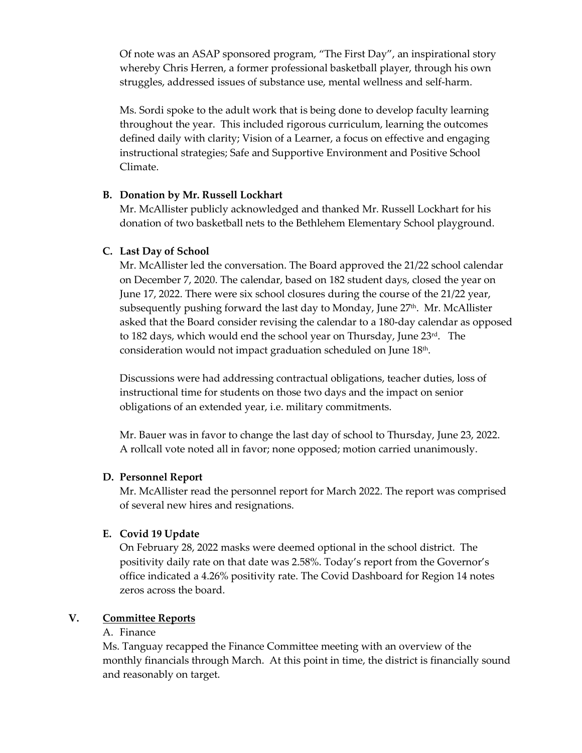Of note was an ASAP sponsored program, "The First Day", an inspirational story whereby Chris Herren, a former professional basketball player, through his own struggles, addressed issues of substance use, mental wellness and self-harm.

Ms. Sordi spoke to the adult work that is being done to develop faculty learning throughout the year. This included rigorous curriculum, learning the outcomes defined daily with clarity; Vision of a Learner, a focus on effective and engaging instructional strategies; Safe and Supportive Environment and Positive School Climate.

**B. Donation by Mr. Russell Lockhart**

Mr. McAllister publicly acknowledged and thanked Mr. Russell Lockhart for his donation of two basketball nets to the Bethlehem Elementary School playground.

**C. Last Day of School**

Mr. McAllister led the conversation. The Board approved the 21/22 school calendar on December 7, 2020. The calendar, based on 182 student days, closed the year on June 17, 2022. There were six school closures during the course of the 21/22 year, subsequently pushing forward the last day to Monday, June 27th. Mr. McAllister asked that the Board consider revising the calendar to a 180-day calendar as opposed to 182 days, which would end the school year on Thursday, June 23rd. The consideration would not impact graduation scheduled on June 18th.

Discussions were had addressing contractual obligations, teacher duties, loss of instructional time for students on those two days and the impact on senior obligations of an extended year, i.e. military commitments.

Mr. Bauer was in favor to change the last day of school to Thursday, June 23, 2022. A rollcall vote noted all in favor; none opposed; motion carried unanimously.

**D. Personnel Report**

Mr. McAllister read the personnel report for March 2022. The report was comprised of several new hires and resignations.

**E. Covid 19 Update**

On February 28, 2022 masks were deemed optional in the school district. The positivity daily rate on that date was 2.58%. Today's report from the Governor's office indicated a 4.26% positivity rate. The Covid Dashboard for Region 14 notes zeros across the board.

## V. Committee Reports

A. Finance

Ms. Tanguay recapped the Finance Committee meeting with an overview of the monthly financials through March. At this point in time, the district is financially sound and reasonably on target.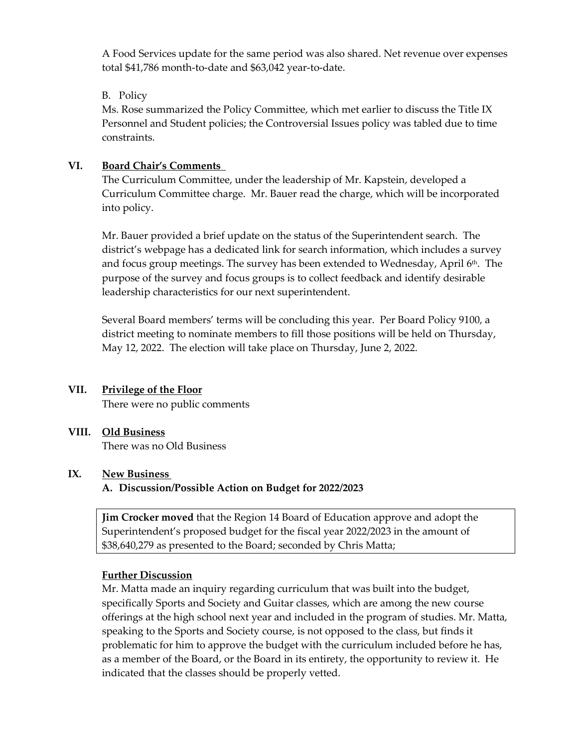A Food Services update for the same period was also shared. Net revenue over expenses total $41,786 month-to-date and $63,042 year-to-date.

B. Policy

Ms. Rose summarized the Policy Committee, which met earlier to discuss the Title IX Personnel and Student policies; the Controversial Issues policy was tabled due to time constraints.

## VI. Board Chair's Comments

The Curriculum Committee, under the leadership of Mr. Kapstein, developed a Curriculum Committee charge. Mr. Bauer read the charge, which will be incorporated into policy.

Mr. Bauer provided a brief update on the status of the Superintendent search. The district's webpage has a dedicated link for search information, which includes a survey and focus group meetings. The survey has been extended to Wednesday, April 6th. The purpose of the survey and focus groups is to collect feedback and identify desirable leadership characteristics for our next superintendent.

Several Board members' terms will be concluding this year. Per Board Policy 9100, a district meeting to nominate members to fill those positions will be held on Thursday, May 12, 2022. The election will take place on Thursday, June 2, 2022.

## VII. Privilege of the Floor

There were no public comments

## VIII. Old Business

There was no Old Business

## IX. New Business

### A. Discussion/Possible Action on Budget for 2022/2023

**Jim Crocker moved** that the Region 14 Board of Education approve and adopt the Superintendent's proposed budget for the fiscal year 2022/2023 in the amount of $38,640,279 as presented to the Board; seconded by Chris Matta;

**Further Discussion**

Mr. Matta made an inquiry regarding curriculum that was built into the budget, specifically Sports and Society and Guitar classes, which are among the new course offerings at the high school next year and included in the program of studies. Mr. Matta, speaking to the Sports and Society course, is not opposed to the class, but finds it problematic for him to approve the budget with the curriculum included before he has, as a member of the Board, or the Board in its entirety, the opportunity to review it. He indicated that the classes should be properly vetted.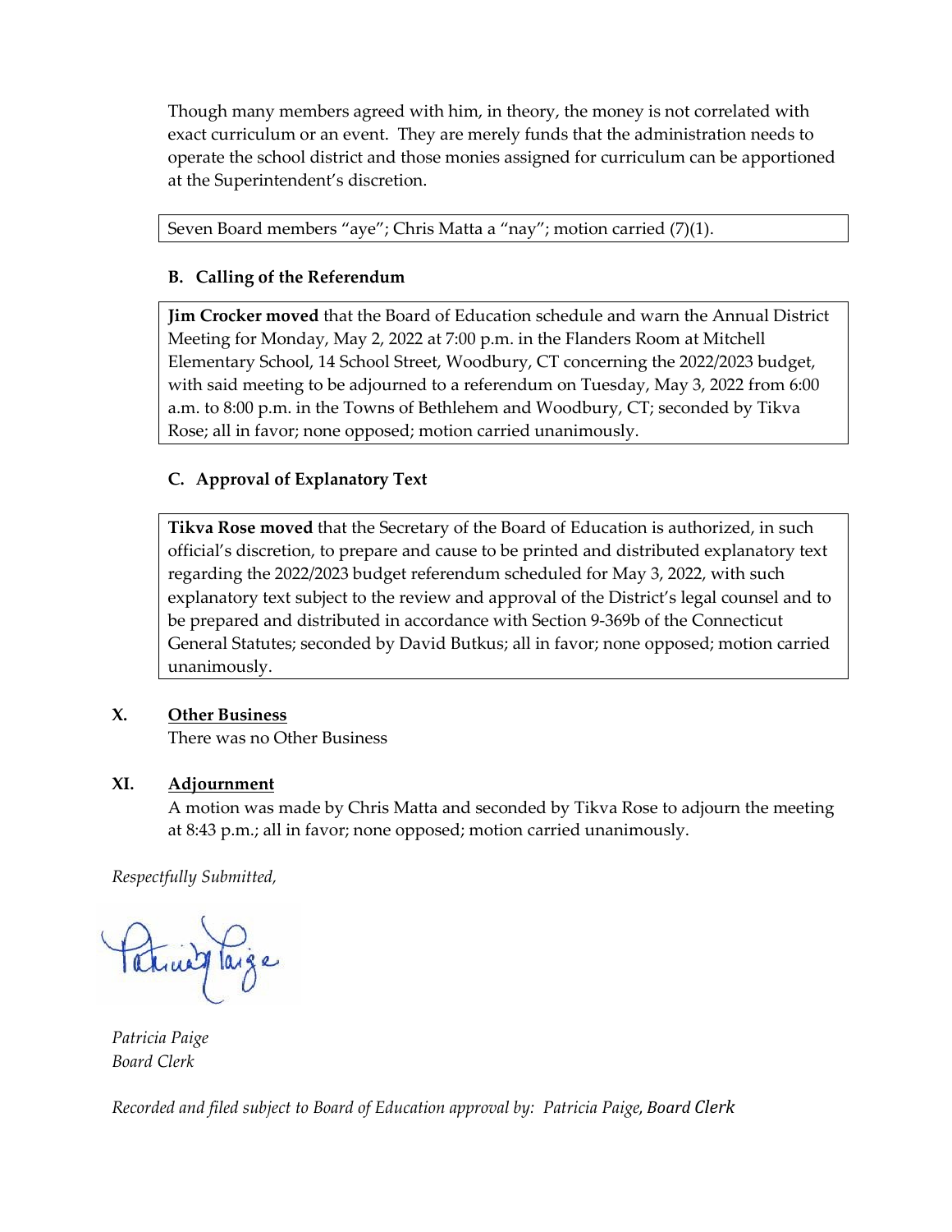Though many members agreed with him, in theory, the money is not correlated with exact curriculum or an event. They are merely funds that the administration needs to operate the school district and those monies assigned for curriculum can be apportioned at the Superintendent's discretion.

Seven Board members "aye"; Chris Matta a "nay"; motion carried (7)(1).

### B. Calling of the Referendum

**Jim Crocker moved** that the Board of Education schedule and warn the Annual District Meeting for Monday, May 2, 2022 at 7:00 p.m. in the Flanders Room at Mitchell Elementary School, 14 School Street, Woodbury, CT concerning the 2022/2023 budget, with said meeting to be adjourned to a referendum on Tuesday, May 3, 2022 from 6:00 a.m. to 8:00 p.m. in the Towns of Bethlehem and Woodbury, CT; seconded by Tikva Rose; all in favor; none opposed; motion carried unanimously.

### C. Approval of Explanatory Text

**Tikva Rose moved** that the Secretary of the Board of Education is authorized, in such official's discretion, to prepare and cause to be printed and distributed explanatory text regarding the 2022/2023 budget referendum scheduled for May 3, 2022, with such explanatory text subject to the review and approval of the District's legal counsel and to be prepared and distributed in accordance with Section 9-369b of the Connecticut General Statutes; seconded by David Butkus; all in favor; none opposed; motion carried unanimously.

## X. Other Business

There was no Other Business

## XI. Adjournment

A motion was made by Chris Matta and seconded by Tikva Rose to adjourn the meeting at 8:43 p.m.; all in favor; none opposed; motion carried unanimously.

*Respectfully Submitted,*

*Patricia Paige*
*Board Clerk*

*Recorded and filed subject to Board of Education approval by: Patricia Paige, Board Clerk*